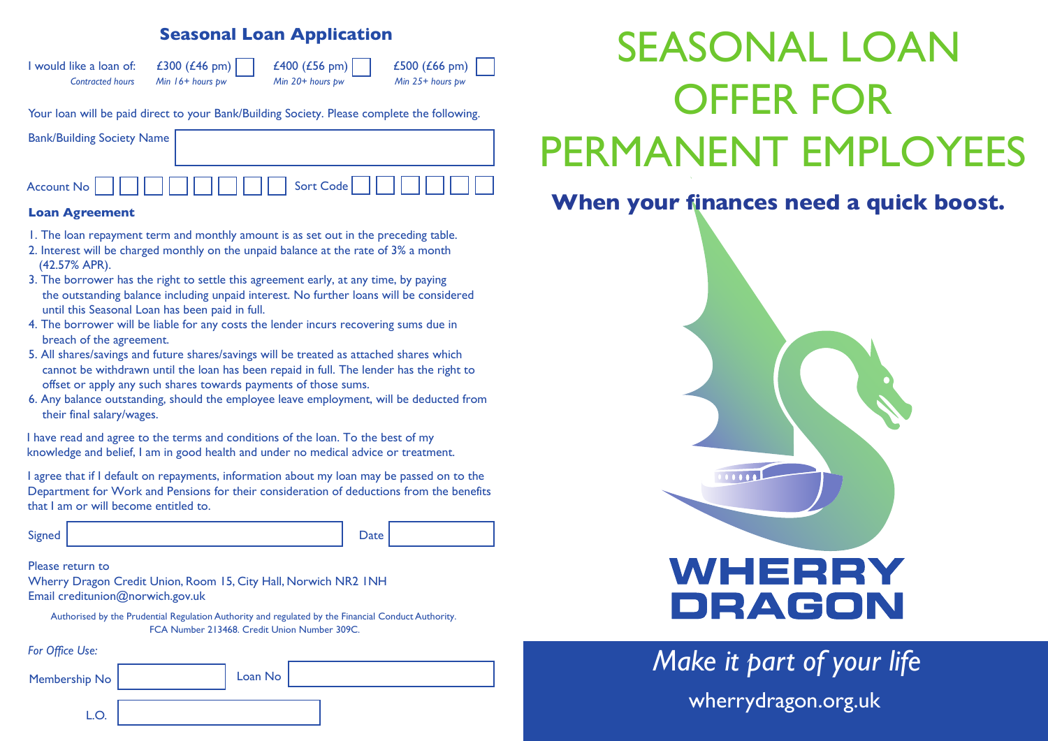## Seasonal Loan Application

| I would like a loan of: | £300 (£46 pm) ☐ | £400 (£56 pm) ☐ | £500 (£66 pm) ☐ |
|---|---|---|---|
| *Contracted hours* | *Min 16+ hours pw* | *Min 20+ hours pw* | *Min 25+ hours pw* |

Your loan will be paid direct to your Bank/Building Society. Please complete the following.

Bank/Building Society Name

Account No ☐☐☐☐☐☐☐☐ Sort Code ☐☐☐☐☐☐

### Loan Agreement

1. The loan repayment term and monthly amount is as set out in the preceding table.
2. Interest will be charged monthly on the unpaid balance at the rate of 3% a month (42.57% APR).
3. The borrower has the right to settle this agreement early, at any time, by paying the outstanding balance including unpaid interest. No further loans will be considered until this Seasonal Loan has been paid in full.
4. The borrower will be liable for any costs the lender incurs recovering sums due in breach of the agreement.
5. All shares/savings and future shares/savings will be treated as attached shares which cannot be withdrawn until the loan has been repaid in full. The lender has the right to offset or apply any such shares towards payments of those sums.
6. Any balance outstanding, should the employee leave employment, will be deducted from their final salary/wages.

I have read and agree to the terms and conditions of the loan. To the best of my knowledge and belief, I am in good health and under no medical advice or treatment.

I agree that if I default on repayments, information about my loan may be passed on to the Department for Work and Pensions for their consideration of deductions from the benefits that I am or will become entitled to.

Signed Date

Please return to
Wherry Dragon Credit Union, Room 15, City Hall, Norwich NR2 1NH
Email creditunion@norwich.gov.uk

Authorised by the Prudential Regulation Authority and regulated by the Financial Conduct Authority. FCA Number 213468. Credit Union Number 309C.

*For Office Use:*

Membership No Loan No

L.O.

# SEASONAL LOAN OFFER FOR PERMANENT EMPLOYEES

**When your finances need a quick boost.**

**WHERRY DRAGON**

*Make it part of your life*

wherrydragon.org.uk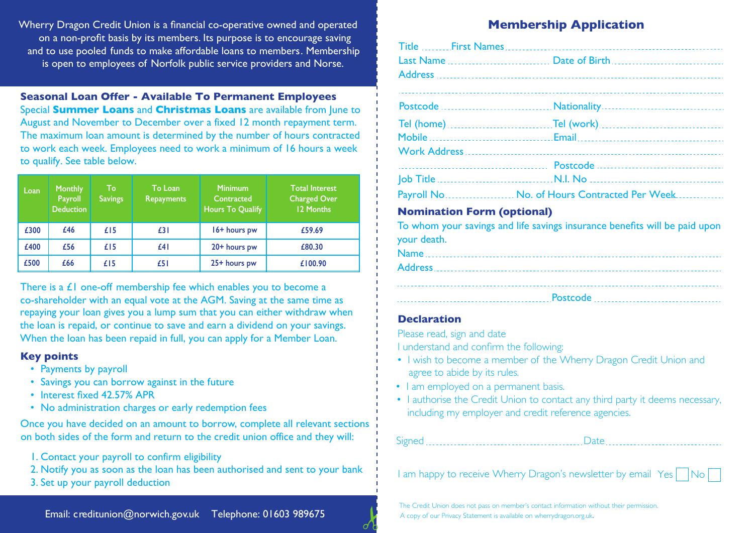Wherry Dragon Credit Union is a financial co-operative owned and operated on a non-profit basis by its members. Its purpose is to encourage saving and to use pooled funds to make affordable loans to members. Membership is open to employees of Norfolk public service providers and Norse.

## Seasonal Loan Offer - Available To Permanent Employees

Special **Summer Loans** and **Christmas Loans** are available from June to August and November to December over a fixed 12 month repayment term. The maximum loan amount is determined by the number of hours contracted to work each week. Employees need to work a minimum of 16 hours a week to qualify. See table below.

| Loan | Monthly Payroll Deduction | To Savings | To Loan Repayments | Minimum Contracted Hours To Qualify | Total Interest Charged Over 12 Months |
|---|---|---|---|---|---|
| £300 | £46 | £15 | £31 | 16+ hours pw | £59.69 |
| £400 | £56 | £15 | £41 | 20+ hours pw | £80.30 |
| £500 | £66 | £15 | £51 | 25+ hours pw | £100.90 |

There is a £1 one-off membership fee which enables you to become a co-shareholder with an equal vote at the AGM. Saving at the same time as repaying your loan gives you a lump sum that you can either withdraw when the loan is repaid, or continue to save and earn a dividend on your savings. When the loan has been repaid in full, you can apply for a Member Loan.

### Key points

- Payments by payroll
- Savings you can borrow against in the future
- Interest fixed 42.57% APR
- No administration charges or early redemption fees

Once you have decided on an amount to borrow, complete all relevant sections on both sides of the form and return to the credit union office and they will:

1. Contact your payroll to confirm eligibility
2. Notify you as soon as the loan has been authorised and sent to your bank
3. Set up your payroll deduction

Email: creditunion@norwich.gov.uk Telephone: 01603 989675

## Membership Application

Title ........ First Names ..........................................................................

Last Name .................................. Date of Birth ..................................

Address ..........................................................................................

..........................................................................................

Postcode .................................. Nationality ..................................

Tel (home) .................................. Tel (work) ..................................

Mobile .................................. Email ..................................

Work Address ..........................................................................................

.................................. Postcode ..................................

Job Title .................................. N.I. No ..................................

Payroll No .................... No. of Hours Contracted Per Week ..............

### Nomination Form (optional)

To whom your savings and life savings insurance benefits will be paid upon your death.

Name ..........................................................................................

Address ..........................................................................................

..........................................................................................

.................................. Postcode ..................................

### Declaration

Please read, sign and date

I understand and confirm the following:

- I wish to become a member of the Wherry Dragon Credit Union and agree to abide by its rules.
- I am employed on a permanent basis.
- I authorise the Credit Union to contact any third party it deems necessary, including my employer and credit reference agencies.

Signed .................................. Date ..................................

I am happy to receive Wherry Dragon's newsletter by email Yes ☐ No ☐

The Credit Union does not pass on member's contact information without their permission.
A copy of our Privacy Statement is available on wherrydragon.org.uk.